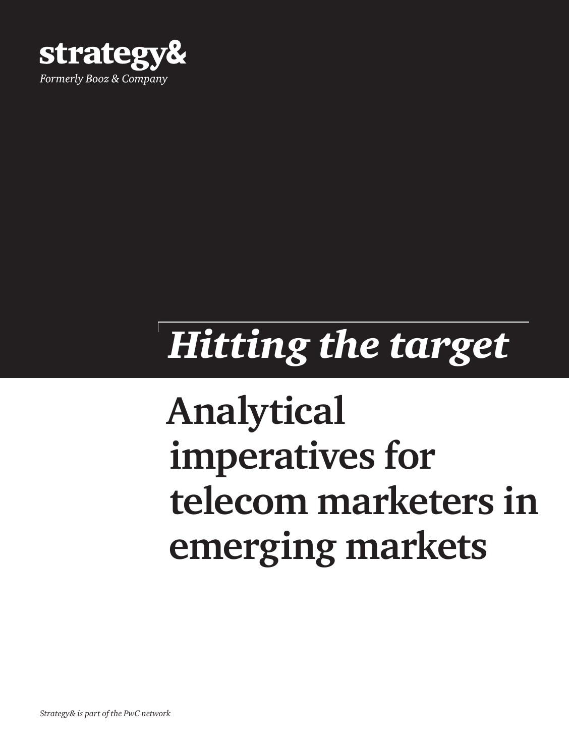**strategy&**

*Formerly Booz & Company*

# *Hitting the target*

# Analytical imperatives for telecom marketers in emerging markets

*Strategy& is part of the PwC network*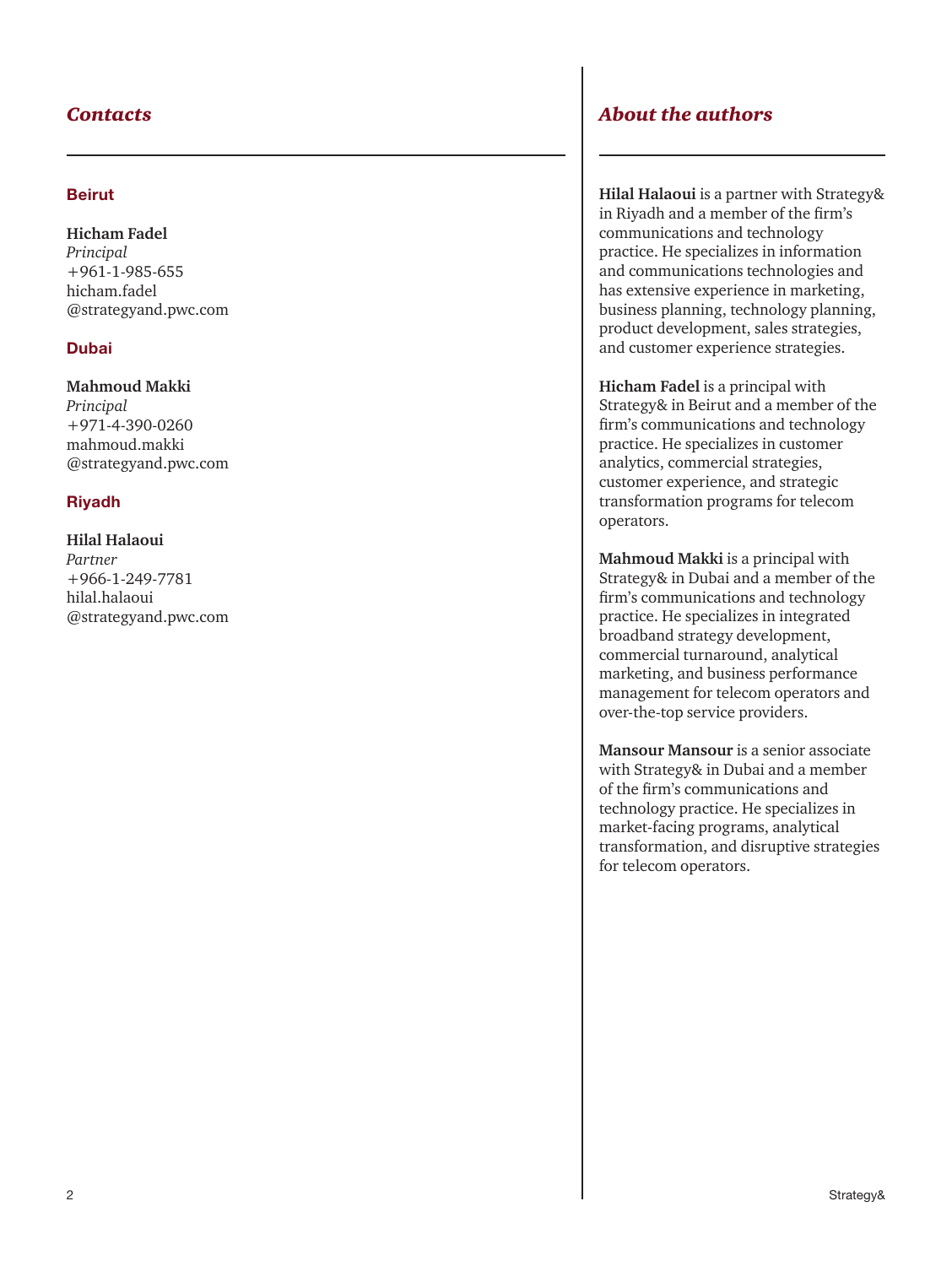## *Contacts*

### Beirut

**Hicham Fadel**
*Principal*
+961-1-985-655
hicham.fadel
@strategyand.pwc.com

### Dubai

**Mahmoud Makki**
*Principal*
+971-4-390-0260
mahmoud.makki
@strategyand.pwc.com

### Riyadh

**Hilal Halaoui**
*Partner*
+966-1-249-7781
hilal.halaoui
@strategyand.pwc.com

## *About the authors*

**Hilal Halaoui** is a partner with Strategy& in Riyadh and a member of the firm's communications and technology practice. He specializes in information and communications technologies and has extensive experience in marketing, business planning, technology planning, product development, sales strategies, and customer experience strategies.

**Hicham Fadel** is a principal with Strategy& in Beirut and a member of the firm's communications and technology practice. He specializes in customer analytics, commercial strategies, customer experience, and strategic transformation programs for telecom operators.

**Mahmoud Makki** is a principal with Strategy& in Dubai and a member of the firm's communications and technology practice. He specializes in integrated broadband strategy development, commercial turnaround, analytical marketing, and business performance management for telecom operators and over-the-top service providers.

**Mansour Mansour** is a senior associate with Strategy& in Dubai and a member of the firm's communications and technology practice. He specializes in market-facing programs, analytical transformation, and disruptive strategies for telecom operators.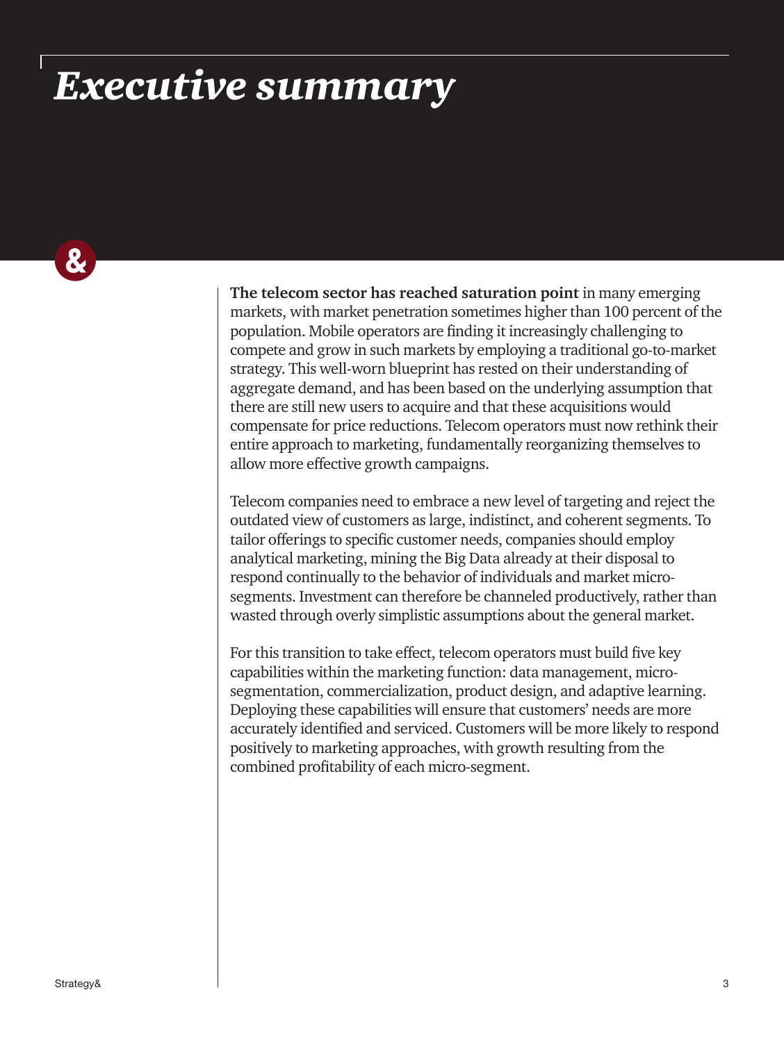# *Executive summary*

**The telecom sector has reached saturation point** in many emerging markets, with market penetration sometimes higher than 100 percent of the population. Mobile operators are finding it increasingly challenging to compete and grow in such markets by employing a traditional go-to-market strategy. This well-worn blueprint has rested on their understanding of aggregate demand, and has been based on the underlying assumption that there are still new users to acquire and that these acquisitions would compensate for price reductions. Telecom operators must now rethink their entire approach to marketing, fundamentally reorganizing themselves to allow more effective growth campaigns.

Telecom companies need to embrace a new level of targeting and reject the outdated view of customers as large, indistinct, and coherent segments. To tailor offerings to specific customer needs, companies should employ analytical marketing, mining the Big Data already at their disposal to respond continually to the behavior of individuals and market micro-segments. Investment can therefore be channeled productively, rather than wasted through overly simplistic assumptions about the general market.

For this transition to take effect, telecom operators must build five key capabilities within the marketing function: data management, micro-segmentation, commercialization, product design, and adaptive learning. Deploying these capabilities will ensure that customers' needs are more accurately identified and serviced. Customers will be more likely to respond positively to marketing approaches, with growth resulting from the combined profitability of each micro-segment.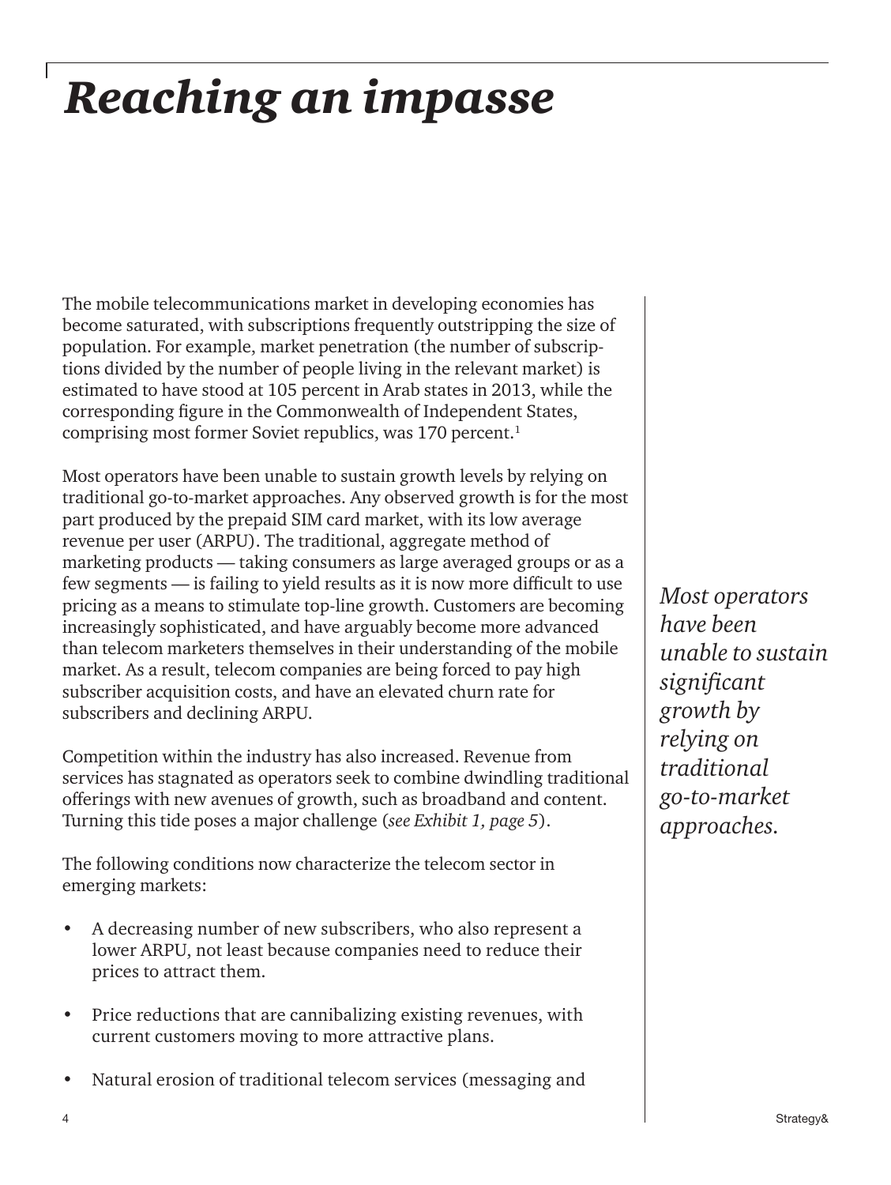# *Reaching an impasse*

The mobile telecommunications market in developing economies has become saturated, with subscriptions frequently outstripping the size of population. For example, market penetration (the number of subscriptions divided by the number of people living in the relevant market) is estimated to have stood at 105 percent in Arab states in 2013, while the corresponding figure in the Commonwealth of Independent States, comprising most former Soviet republics, was 170 percent.[1]

Most operators have been unable to sustain growth levels by relying on traditional go-to-market approaches. Any observed growth is for the most part produced by the prepaid SIM card market, with its low average revenue per user (ARPU). The traditional, aggregate method of marketing products — taking consumers as large averaged groups or as a few segments — is failing to yield results as it is now more difficult to use pricing as a means to stimulate top-line growth. Customers are becoming increasingly sophisticated, and have arguably become more advanced than telecom marketers themselves in their understanding of the mobile market. As a result, telecom companies are being forced to pay high subscriber acquisition costs, and have an elevated churn rate for subscribers and declining ARPU.

*Most operators have been unable to sustain significant growth by relying on traditional go-to-market approaches.*

Competition within the industry has also increased. Revenue from services has stagnated as operators seek to combine dwindling traditional offerings with new avenues of growth, such as broadband and content. Turning this tide poses a major challenge (*see Exhibit 1, page 5*).

The following conditions now characterize the telecom sector in emerging markets:

- A decreasing number of new subscribers, who also represent a lower ARPU, not least because companies need to reduce their prices to attract them.
- Price reductions that are cannibalizing existing revenues, with current customers moving to more attractive plans.
- Natural erosion of traditional telecom services (messaging and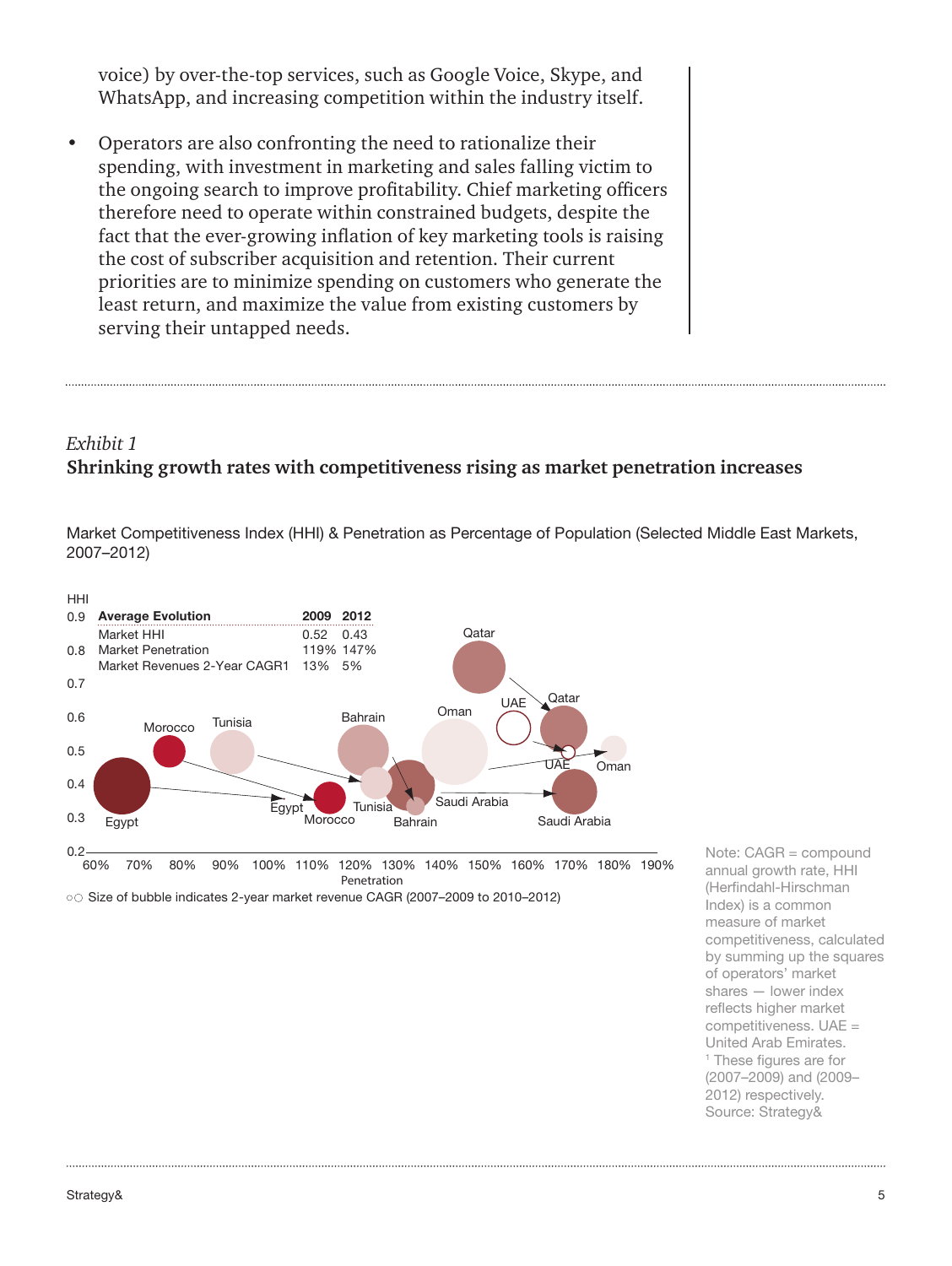voice) by over-the-top services, such as Google Voice, Skype, and WhatsApp, and increasing competition within the industry itself.

- Operators are also confronting the need to rationalize their spending, with investment in marketing and sales falling victim to the ongoing search to improve profitability. Chief marketing officers therefore need to operate within constrained budgets, despite the fact that the ever-growing inflation of key marketing tools is raising the cost of subscriber acquisition and retention. Their current priorities are to minimize spending on customers who generate the least return, and maximize the value from existing customers by serving their untapped needs.

*Exhibit 1*

**Shrinking growth rates with competitiveness rising as market penetration increases**

Market Competitiveness Index (HHI) & Penetration as Percentage of Population (Selected Middle East Markets, 2007–2012)

| Average Evolution | 2009 | 2012 |
|---|---|---|
| Market HHI | 0.52 | 0.43 |
| Market Penetration | 119% | 147% |
| Market Revenues 2-Year CAGR[1] | 13% | 5% |

Size of bubble indicates 2-year market revenue CAGR (2007–2009 to 2010–2012)

Note: CAGR = compound annual growth rate, HHI (Herfindahl-Hirschman Index) is a common measure of market competitiveness, calculated by summing up the squares of operators' market shares — lower index reflects higher market competitiveness. UAE = United Arab Emirates.

[1] These figures are for (2007–2009) and (2009–2012) respectively.

Source: Strategy&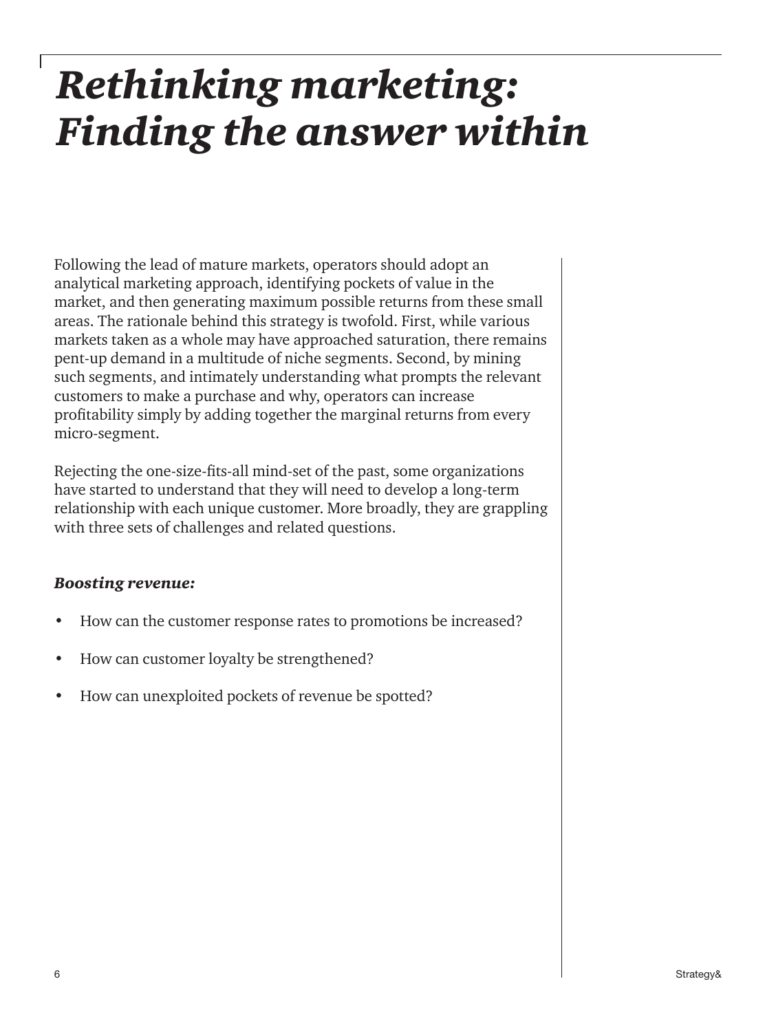# *Rethinking marketing: Finding the answer within*

Following the lead of mature markets, operators should adopt an analytical marketing approach, identifying pockets of value in the market, and then generating maximum possible returns from these small areas. The rationale behind this strategy is twofold. First, while various markets taken as a whole may have approached saturation, there remains pent-up demand in a multitude of niche segments. Second, by mining such segments, and intimately understanding what prompts the relevant customers to make a purchase and why, operators can increase profitability simply by adding together the marginal returns from every micro-segment.

Rejecting the one-size-fits-all mind-set of the past, some organizations have started to understand that they will need to develop a long-term relationship with each unique customer. More broadly, they are grappling with three sets of challenges and related questions.

***Boosting revenue:***

- How can the customer response rates to promotions be increased?
- How can customer loyalty be strengthened?
- How can unexploited pockets of revenue be spotted?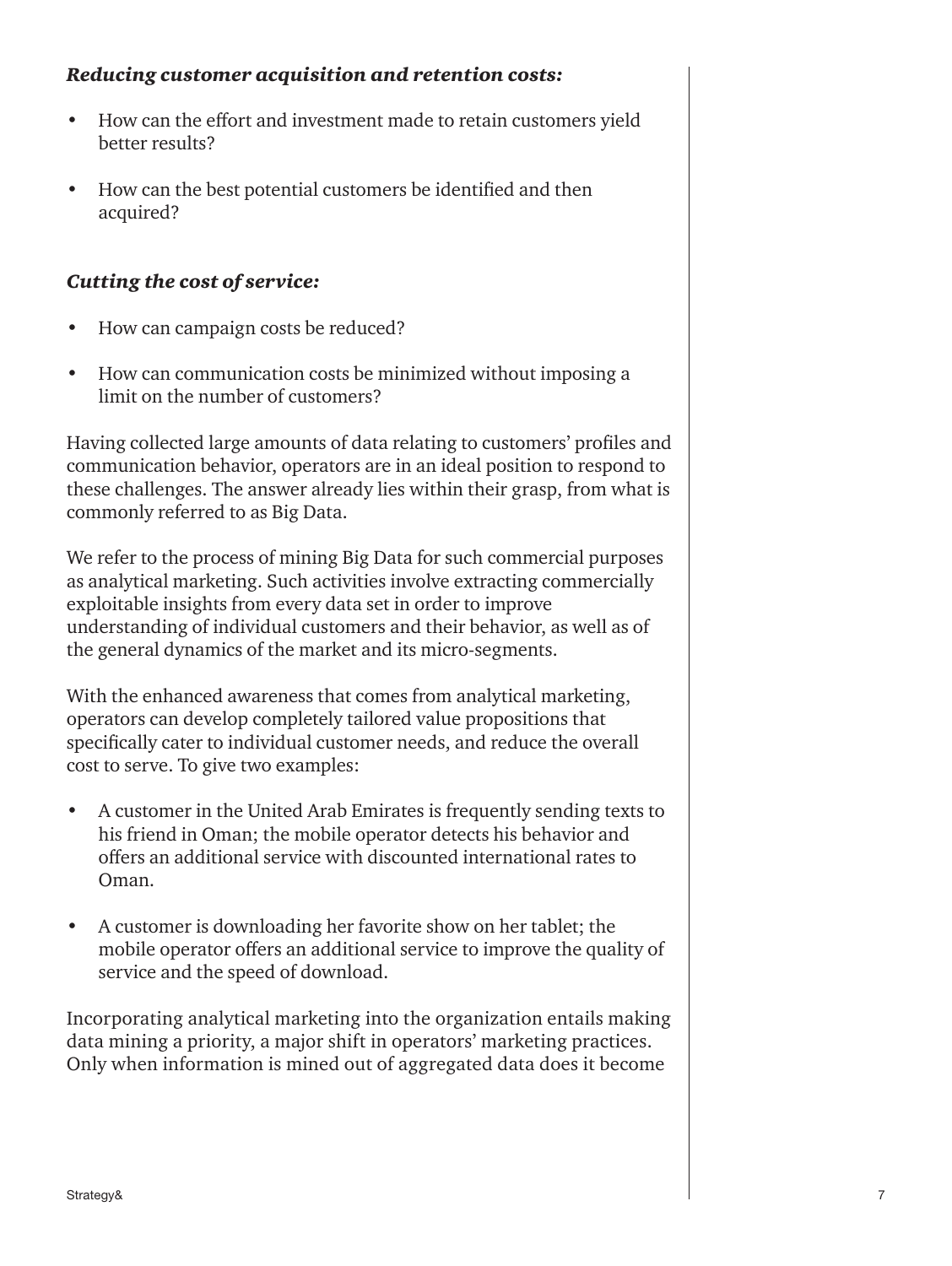***Reducing customer acquisition and retention costs:***

- How can the effort and investment made to retain customers yield better results?
- How can the best potential customers be identified and then acquired?

***Cutting the cost of service:***

- How can campaign costs be reduced?
- How can communication costs be minimized without imposing a limit on the number of customers?

Having collected large amounts of data relating to customers' profiles and communication behavior, operators are in an ideal position to respond to these challenges. The answer already lies within their grasp, from what is commonly referred to as Big Data.

We refer to the process of mining Big Data for such commercial purposes as analytical marketing. Such activities involve extracting commercially exploitable insights from every data set in order to improve understanding of individual customers and their behavior, as well as of the general dynamics of the market and its micro-segments.

With the enhanced awareness that comes from analytical marketing, operators can develop completely tailored value propositions that specifically cater to individual customer needs, and reduce the overall cost to serve. To give two examples:

- A customer in the United Arab Emirates is frequently sending texts to his friend in Oman; the mobile operator detects his behavior and offers an additional service with discounted international rates to Oman.
- A customer is downloading her favorite show on her tablet; the mobile operator offers an additional service to improve the quality of service and the speed of download.

Incorporating analytical marketing into the organization entails making data mining a priority, a major shift in operators' marketing practices. Only when information is mined out of aggregated data does it become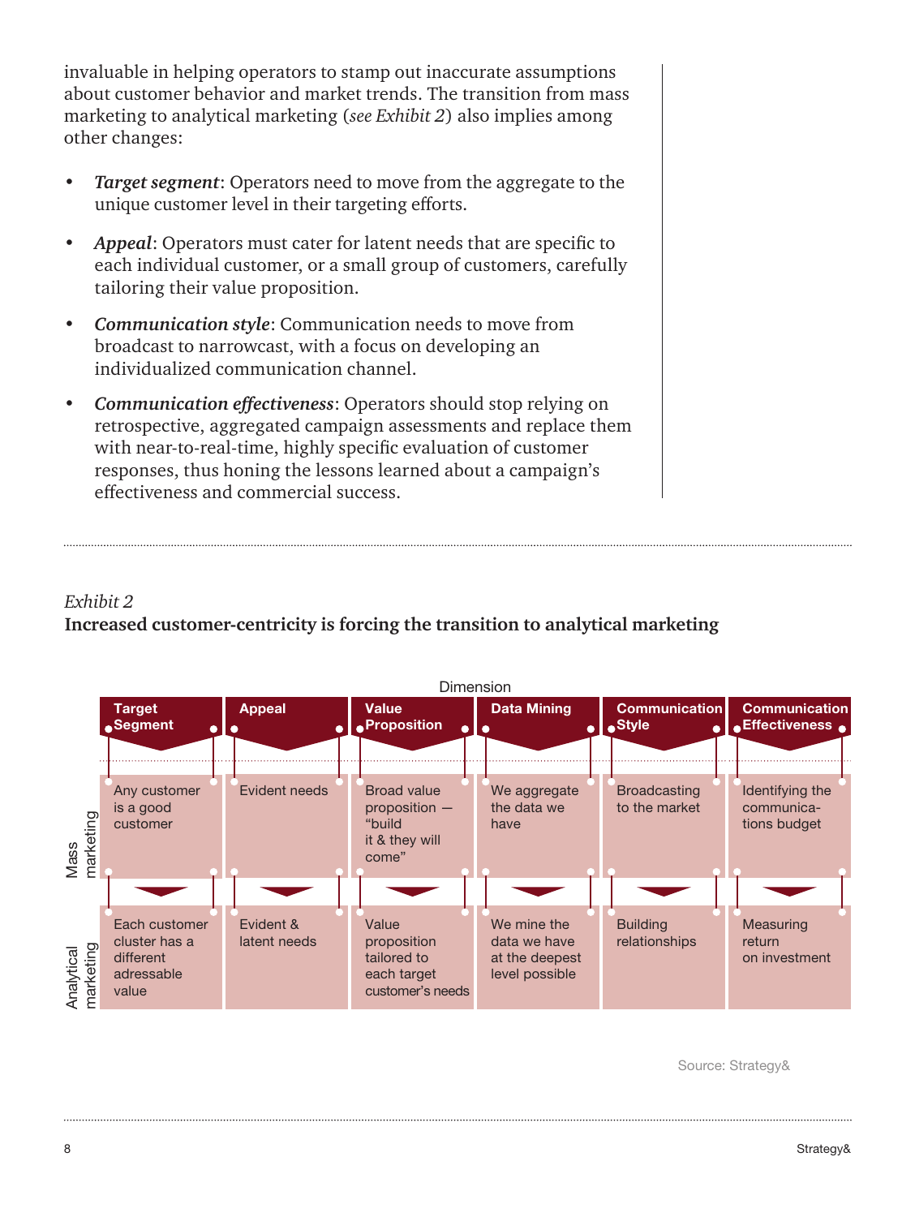invaluable in helping operators to stamp out inaccurate assumptions about customer behavior and market trends. The transition from mass marketing to analytical marketing (*see Exhibit 2*) also implies among other changes:

- ***Target segment***: Operators need to move from the aggregate to the unique customer level in their targeting efforts.
- ***Appeal***: Operators must cater for latent needs that are specific to each individual customer, or a small group of customers, carefully tailoring their value proposition.
- ***Communication style***: Communication needs to move from broadcast to narrowcast, with a focus on developing an individualized communication channel.
- ***Communication effectiveness***: Operators should stop relying on retrospective, aggregated campaign assessments and replace them with near-to-real-time, highly specific evaluation of customer responses, thus honing the lessons learned about a campaign's effectiveness and commercial success.

*Exhibit 2*

**Increased customer-centricity is forcing the transition to analytical marketing**

| Dimension | Target Segment | Appeal | Value Proposition | Data Mining | Communication Style | Communication Effectiveness |
|---|---|---|---|---|---|---|
| Mass marketing | Any customer is a good customer | Evident needs | Broad value proposition — "build it & they will come" | We aggregate the data we have | Broadcasting to the market | Identifying the communications budget |
| Analytical marketing | Each customer cluster has a different adressable value | Evident & latent needs | Value proposition tailored to each target customer's needs | We mine the data we have at the deepest level possible | Building relationships | Measuring return on investment |

Source: Strategy&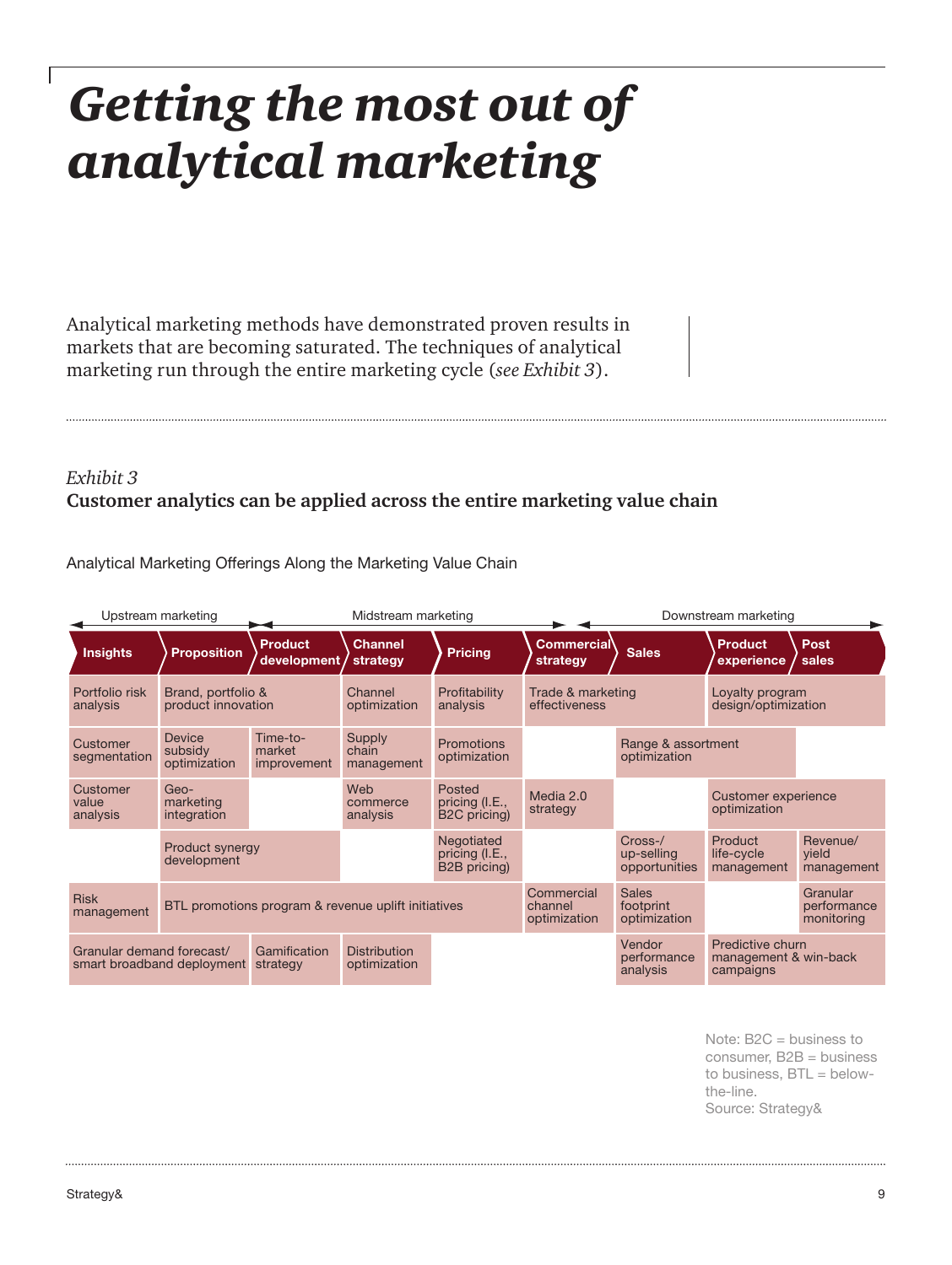# Getting the most out of analytical marketing

Analytical marketing methods have demonstrated proven results in markets that are becoming saturated. The techniques of analytical marketing run through the entire marketing cycle (*see Exhibit 3*).

*Exhibit 3*
**Customer analytics can be applied across the entire marketing value chain**

Analytical Marketing Offerings Along the Marketing Value Chain

| Upstream marketing | | Midstream marketing | | | Downstream marketing | | | |
|---|---|---|---|---|---|---|---|---|
| **Insights** | **Proposition** | **Product development** | **Channel strategy** | **Pricing** | **Commercial strategy** | **Sales** | **Product experience** | **Post sales** |
| Portfolio risk analysis | Brand, portfolio & product innovation | | Channel optimization | Profitability analysis | Trade & marketing effectiveness | | Loyalty program design/optimization | |
| Customer segmentation | Device subsidy optimization | Time-to-market improvement | Supply chain management | Promotions optimization | | Range & assortment optimization | | |
| Customer value analysis | Geo-marketing integration | | Web commerce analysis | Posted pricing (I.E., B2C pricing) | Media 2.0 strategy | | Customer experience optimization | |
| | Product synergy development | | | Negotiated pricing (I.E., B2B pricing) | | Cross-/up-selling opportunities | Product life-cycle management | Revenue/yield management |
| Risk management | BTL promotions program & revenue uplift initiatives | | | | Commercial channel optimization | Sales footprint optimization | | Granular performance monitoring |
| Granular demand forecast/smart broadband deployment | | Gamification strategy | Distribution optimization | | | Vendor performance analysis | Predictive churn management & win-back campaigns | |

Note: B2C = business to consumer, B2B = business to business, BTL = below-the-line.
Source: Strategy&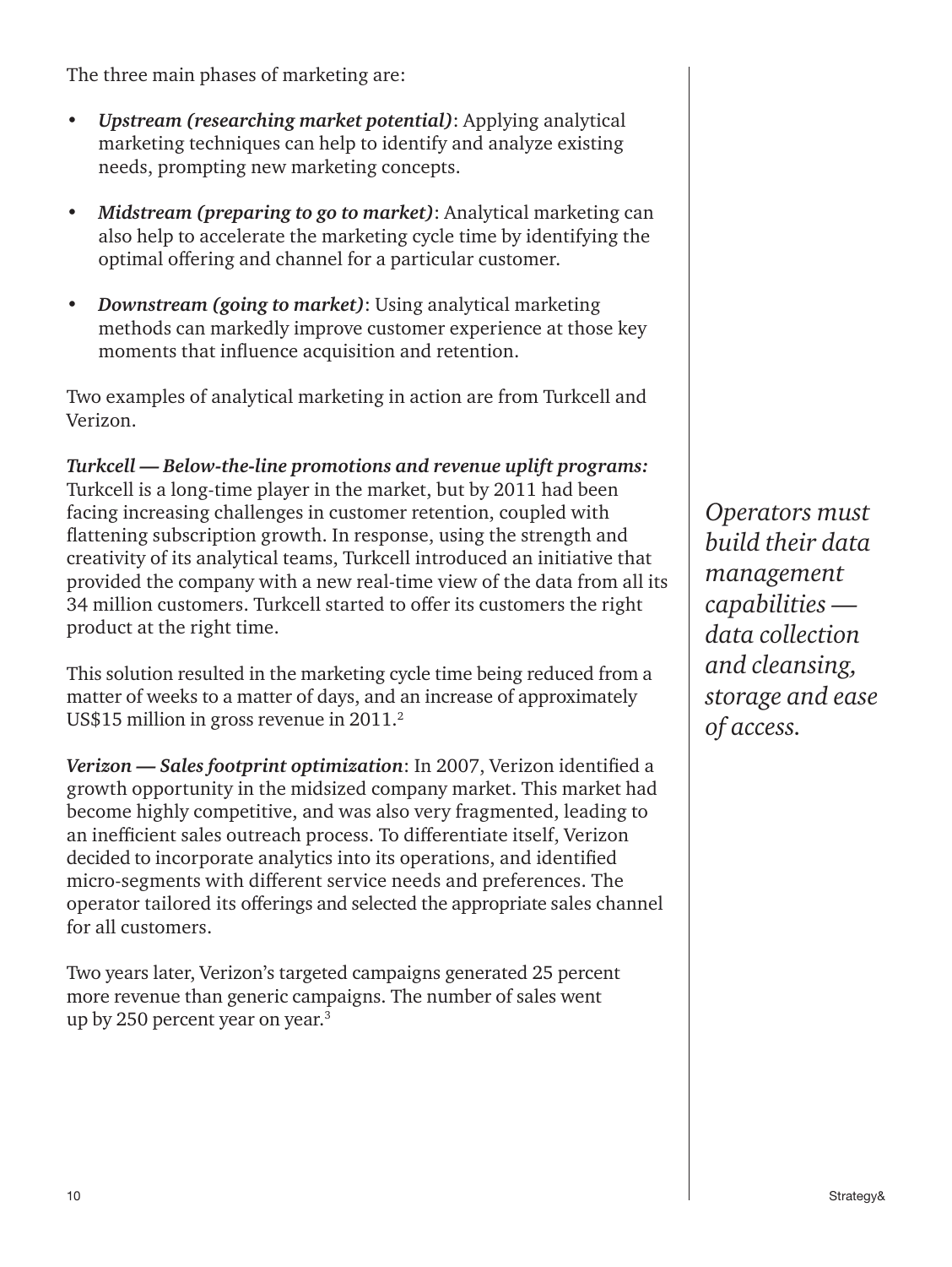The three main phases of marketing are:

- ***Upstream (researching market potential)***: Applying analytical marketing techniques can help to identify and analyze existing needs, prompting new marketing concepts.
- ***Midstream (preparing to go to market)***: Analytical marketing can also help to accelerate the marketing cycle time by identifying the optimal offering and channel for a particular customer.
- ***Downstream (going to market)***: Using analytical marketing methods can markedly improve customer experience at those key moments that influence acquisition and retention.

Two examples of analytical marketing in action are from Turkcell and Verizon.

***Turkcell — Below-the-line promotions and revenue uplift programs:*** Turkcell is a long-time player in the market, but by 2011 had been facing increasing challenges in customer retention, coupled with flattening subscription growth. In response, using the strength and creativity of its analytical teams, Turkcell introduced an initiative that provided the company with a new real-time view of the data from all its 34 million customers. Turkcell started to offer its customers the right product at the right time.

This solution resulted in the marketing cycle time being reduced from a matter of weeks to a matter of days, and an increase of approximately US$15 million in gross revenue in 2011.[2]

***Verizon — Sales footprint optimization***: In 2007, Verizon identified a growth opportunity in the midsized company market. This market had become highly competitive, and was also very fragmented, leading to an inefficient sales outreach process. To differentiate itself, Verizon decided to incorporate analytics into its operations, and identified micro-segments with different service needs and preferences. The operator tailored its offerings and selected the appropriate sales channel for all customers.

Two years later, Verizon's targeted campaigns generated 25 percent more revenue than generic campaigns. The number of sales went up by 250 percent year on year.[3]

*Operators must build their data management capabilities — data collection and cleansing, storage and ease of access.*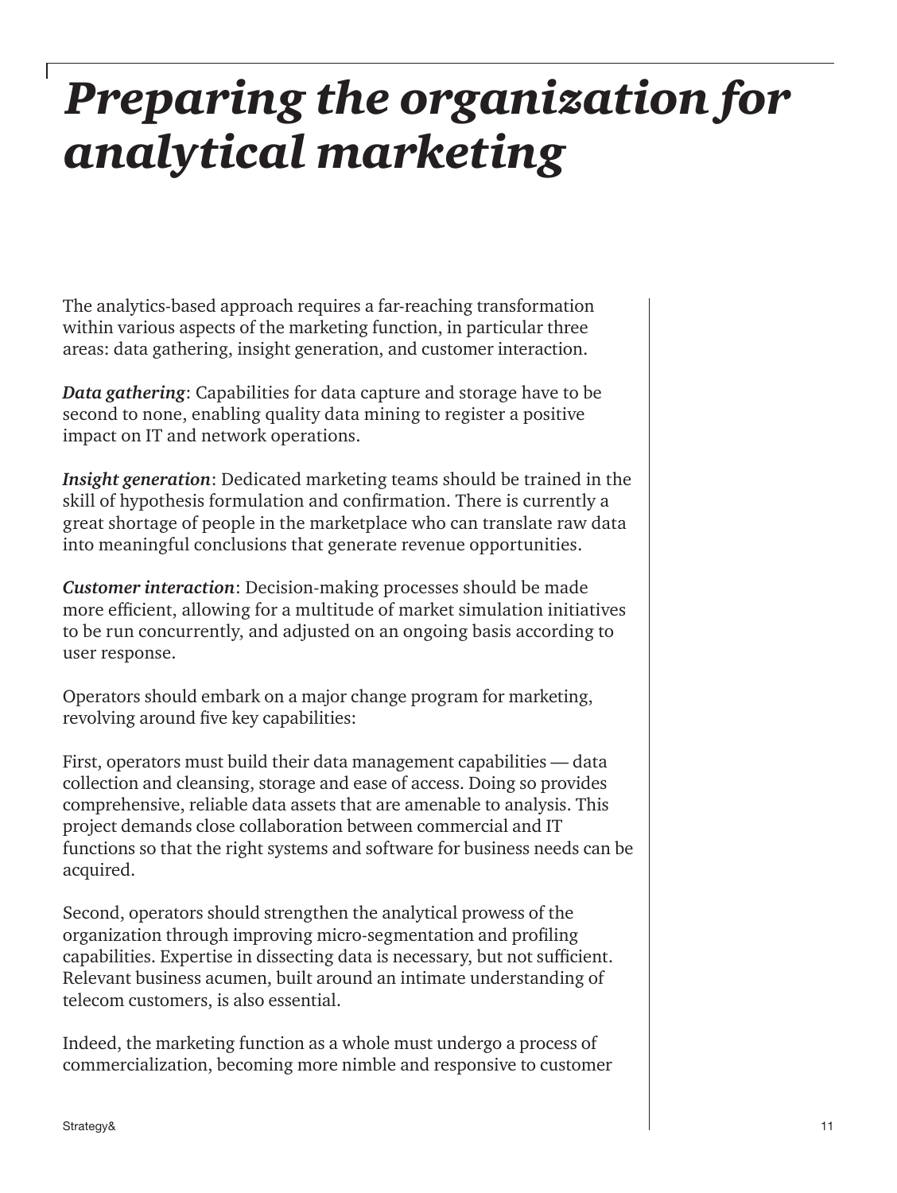# *Preparing the organization for analytical marketing*

The analytics-based approach requires a far-reaching transformation within various aspects of the marketing function, in particular three areas: data gathering, insight generation, and customer interaction.

***Data gathering***: Capabilities for data capture and storage have to be second to none, enabling quality data mining to register a positive impact on IT and network operations.

***Insight generation***: Dedicated marketing teams should be trained in the skill of hypothesis formulation and confirmation. There is currently a great shortage of people in the marketplace who can translate raw data into meaningful conclusions that generate revenue opportunities.

***Customer interaction***: Decision-making processes should be made more efficient, allowing for a multitude of market simulation initiatives to be run concurrently, and adjusted on an ongoing basis according to user response.

Operators should embark on a major change program for marketing, revolving around five key capabilities:

First, operators must build their data management capabilities — data collection and cleansing, storage and ease of access. Doing so provides comprehensive, reliable data assets that are amenable to analysis. This project demands close collaboration between commercial and IT functions so that the right systems and software for business needs can be acquired.

Second, operators should strengthen the analytical prowess of the organization through improving micro-segmentation and profiling capabilities. Expertise in dissecting data is necessary, but not sufficient. Relevant business acumen, built around an intimate understanding of telecom customers, is also essential.

Indeed, the marketing function as a whole must undergo a process of commercialization, becoming more nimble and responsive to customer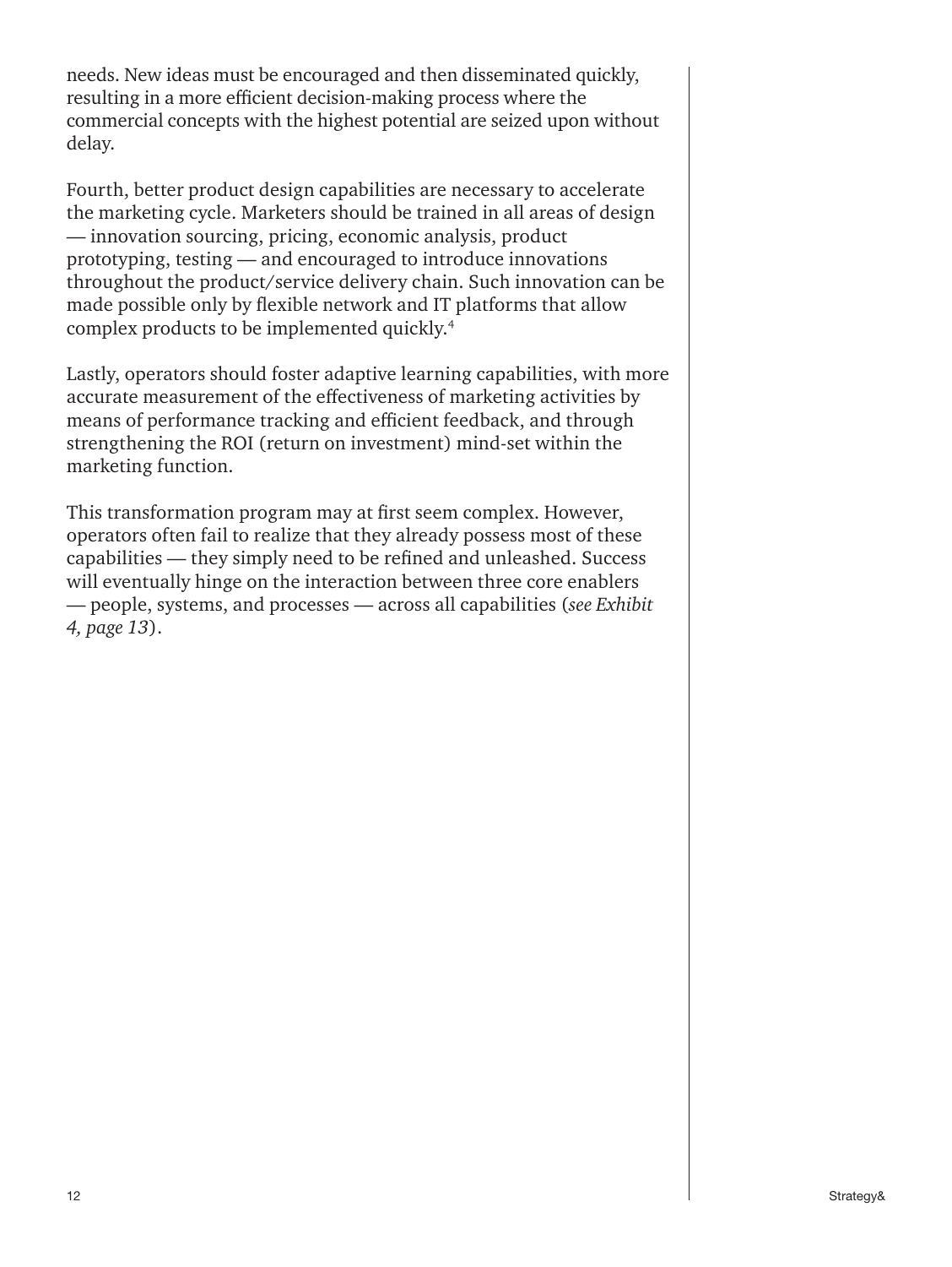needs. New ideas must be encouraged and then disseminated quickly, resulting in a more efficient decision-making process where the commercial concepts with the highest potential are seized upon without delay.

Fourth, better product design capabilities are necessary to accelerate the marketing cycle. Marketers should be trained in all areas of design — innovation sourcing, pricing, economic analysis, product prototyping, testing — and encouraged to introduce innovations throughout the product/service delivery chain. Such innovation can be made possible only by flexible network and IT platforms that allow complex products to be implemented quickly.[4]

Lastly, operators should foster adaptive learning capabilities, with more accurate measurement of the effectiveness of marketing activities by means of performance tracking and efficient feedback, and through strengthening the ROI (return on investment) mind-set within the marketing function.

This transformation program may at first seem complex. However, operators often fail to realize that they already possess most of these capabilities — they simply need to be refined and unleashed. Success will eventually hinge on the interaction between three core enablers — people, systems, and processes — across all capabilities (*see Exhibit 4, page 13*).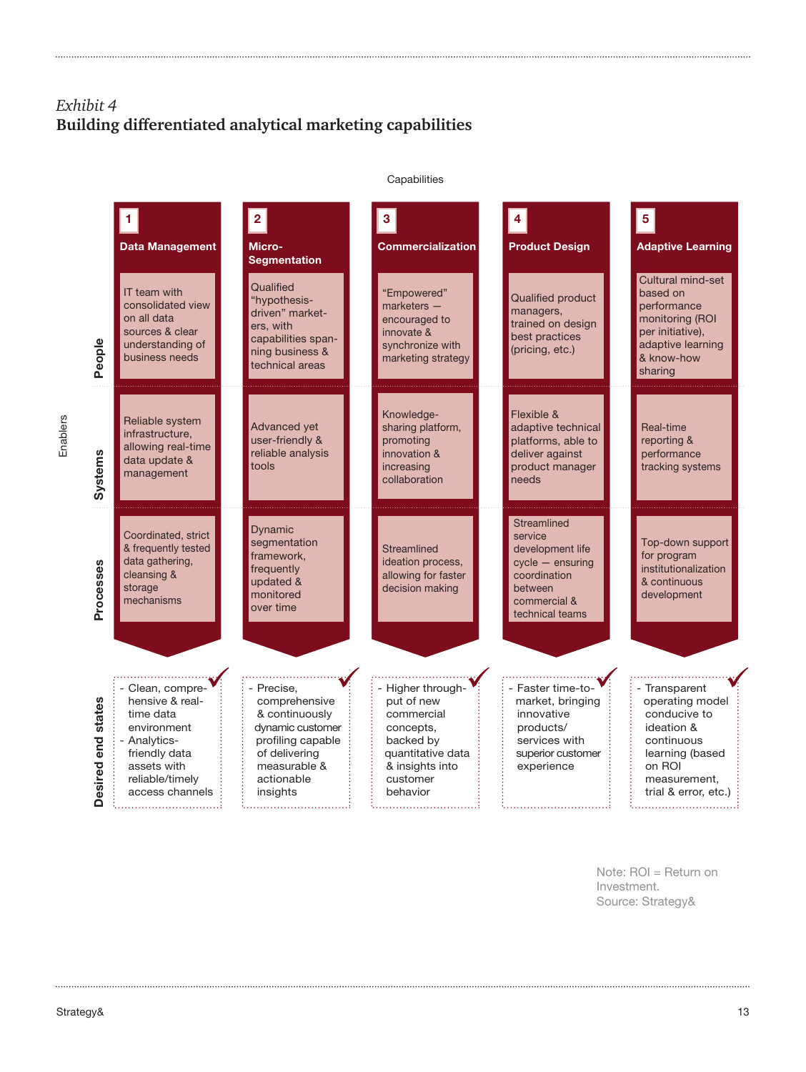*Exhibit 4*
**Building differentiated analytical marketing capabilities**

Capabilities

| Enablers | 1 Data Management | 2 Micro-Segmentation | 3 Commercialization | 4 Product Design | 5 Adaptive Learning |
|---|---|---|---|---|---|
| **People** | IT team with consolidated view on all data sources & clear understanding of business needs | Qualified "hypothesis-driven" marketers, with capabilities spanning business & technical areas | "Empowered" marketers — encouraged to innovate & synchronize with marketing strategy | Qualified product managers, trained on design best practices (pricing, etc.) | Cultural mind-set based on performance monitoring (ROI per initiative), adaptive learning & know-how sharing |
| **Systems** | Reliable system infrastructure, allowing real-time data update & management | Advanced yet user-friendly & reliable analysis tools | Knowledge-sharing platform, promoting innovation & increasing collaboration | Flexible & adaptive technical platforms, able to deliver against product manager needs | Real-time reporting & performance tracking systems |
| **Processes** | Coordinated, strict & frequently tested data gathering, cleansing & storage mechanisms | Dynamic segmentation framework, frequently updated & monitored over time | Streamlined ideation process, allowing for faster decision making | Streamlined service development life cycle — ensuring coordination between commercial & technical teams | Top-down support for program institutionalization & continuous development |
| **Desired end states** | - Clean, comprehensive & real-time data environment<br>- Analytics-friendly data assets with reliable/timely access channels | - Precise, comprehensive & continuously dynamic customer profiling capable of delivering measurable & actionable insights | - Higher throughput of new commercial concepts, backed by quantitative data & insights into customer behavior | - Faster time-to-market, bringing innovative products/services with superior customer experience | - Transparent operating model conducive to ideation & continuous learning (based on ROI measurement, trial & error, etc.) |

Note: ROI = Return on Investment.
Source: Strategy&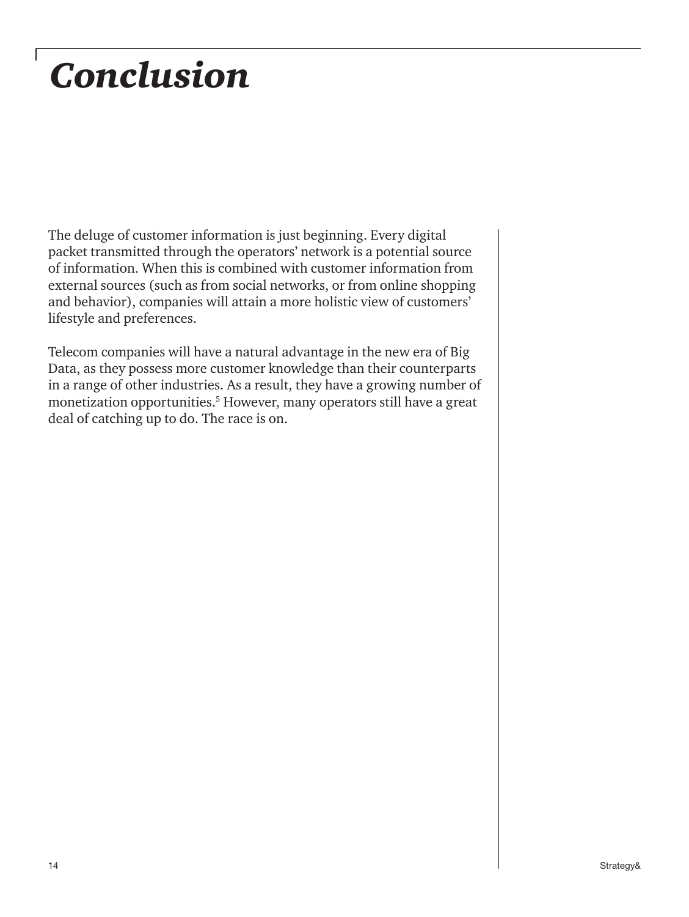# *Conclusion*

The deluge of customer information is just beginning. Every digital packet transmitted through the operators' network is a potential source of information. When this is combined with customer information from external sources (such as from social networks, or from online shopping and behavior), companies will attain a more holistic view of customers' lifestyle and preferences.

Telecom companies will have a natural advantage in the new era of Big Data, as they possess more customer knowledge than their counterparts in a range of other industries. As a result, they have a growing number of monetization opportunities.[5] However, many operators still have a great deal of catching up to do. The race is on.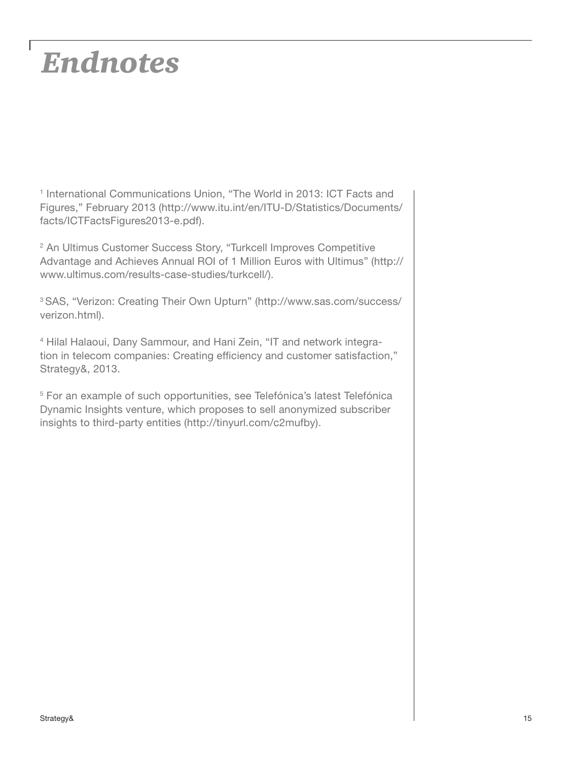# Endnotes

[1] International Communications Union, "The World in 2013: ICT Facts and Figures," February 2013 (http://www.itu.int/en/ITU-D/Statistics/Documents/facts/ICTFactsFigures2013-e.pdf).

[2] An Ultimus Customer Success Story, "Turkcell Improves Competitive Advantage and Achieves Annual ROI of 1 Million Euros with Ultimus" (http://www.ultimus.com/results-case-studies/turkcell/).

[3] SAS, "Verizon: Creating Their Own Upturn" (http://www.sas.com/success/verizon.html).

[4] Hilal Halaoui, Dany Sammour, and Hani Zein, "IT and network integration in telecom companies: Creating efficiency and customer satisfaction," Strategy&, 2013.

[5] For an example of such opportunities, see Telefónica's latest Telefónica Dynamic Insights venture, which proposes to sell anonymized subscriber insights to third-party entities (http://tinyurl.com/c2mufby).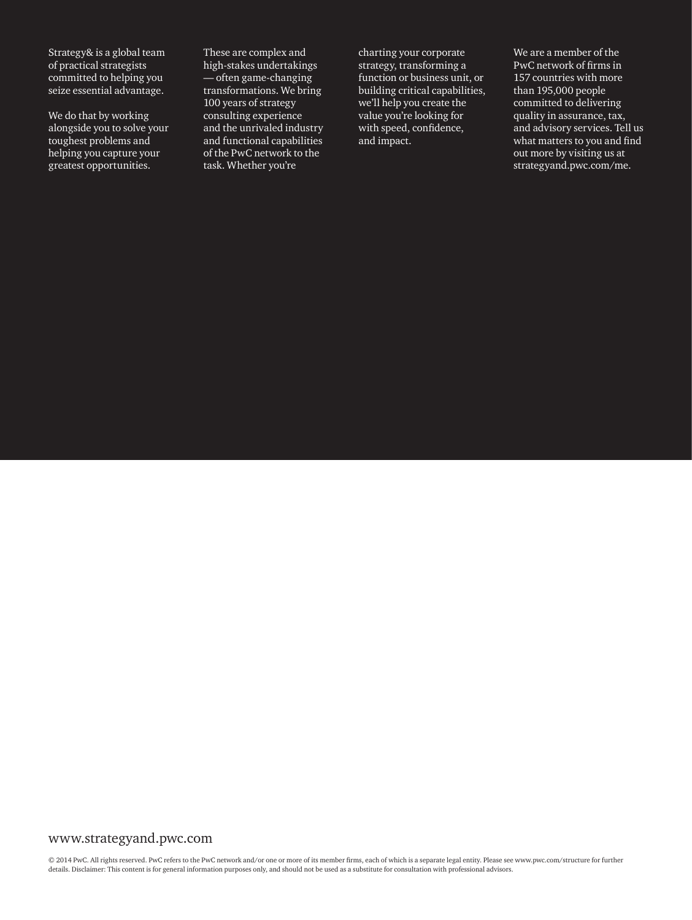Strategy& is a global team of practical strategists committed to helping you seize essential advantage.

We do that by working alongside you to solve your toughest problems and helping you capture your greatest opportunities.

These are complex and high-stakes undertakings — often game-changing transformations. We bring 100 years of strategy consulting experience and the unrivaled industry and functional capabilities of the PwC network to the task. Whether you're charting your corporate strategy, transforming a function or business unit, or building critical capabilities, we'll help you create the value you're looking for with speed, confidence, and impact.

We are a member of the PwC network of firms in 157 countries with more than 195,000 people committed to delivering quality in assurance, tax, and advisory services. Tell us what matters to you and find out more by visiting us at strategyand.pwc.com/me.

www.strategyand.pwc.com

© 2014 PwC. All rights reserved. PwC refers to the PwC network and/or one or more of its member firms, each of which is a separate legal entity. Please see www.pwc.com/structure for further details. Disclaimer: This content is for general information purposes only, and should not be used as a substitute for consultation with professional advisors.